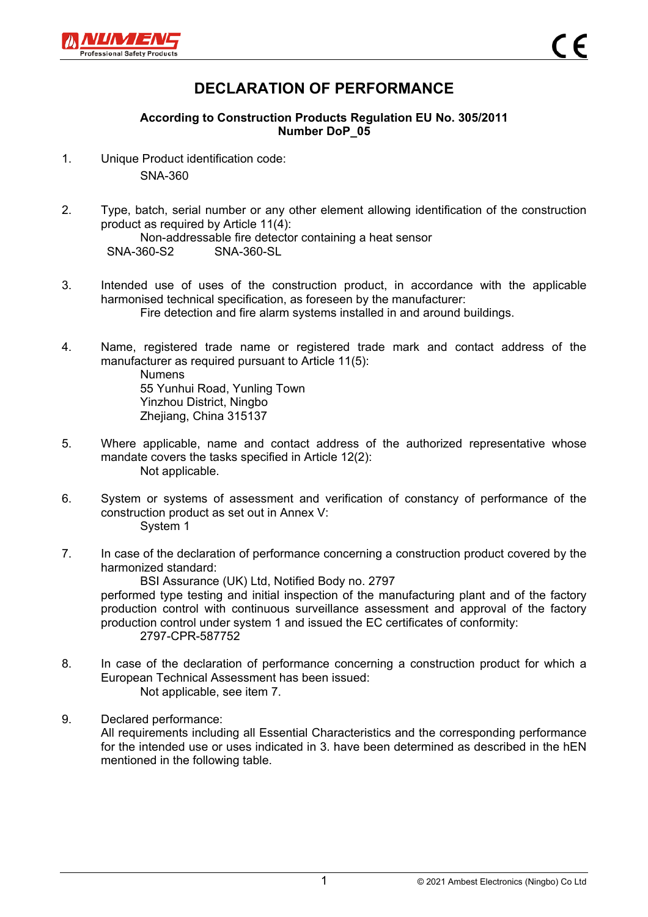# DECLARATION OF PERFORMANCE

**According to Construction Products Regulation EU No. 305/2011**
**Number DoP_05**

1. Unique Product identification code:

   SNA-360

2. Type, batch, serial number or any other element allowing identification of the construction product as required by Article 11(4):

   Non-addressable fire detector containing a heat sensor

   SNA-360-S2 SNA-360-SL

3. Intended use of uses of the construction product, in accordance with the applicable harmonised technical specification, as foreseen by the manufacturer:

   Fire detection and fire alarm systems installed in and around buildings.

4. Name, registered trade name or registered trade mark and contact address of the manufacturer as required pursuant to Article 11(5):

   Numens
   55 Yunhui Road, Yunling Town
   Yinzhou District, Ningbo
   Zhejiang, China 315137

5. Where applicable, name and contact address of the authorized representative whose mandate covers the tasks specified in Article 12(2):

   Not applicable.

6. System or systems of assessment and verification of constancy of performance of the construction product as set out in Annex V:

   System 1

7. In case of the declaration of performance concerning a construction product covered by the harmonized standard:

   BSI Assurance (UK) Ltd, Notified Body no. 2797

   performed type testing and initial inspection of the manufacturing plant and of the factory production control with continuous surveillance assessment and approval of the factory production control under system 1 and issued the EC certificates of conformity:

   2797-CPR-587752

8. In case of the declaration of performance concerning a construction product for which a European Technical Assessment has been issued:

   Not applicable, see item 7.

9. Declared performance:

   All requirements including all Essential Characteristics and the corresponding performance for the intended use or uses indicated in 3. have been determined as described in the hEN mentioned in the following table.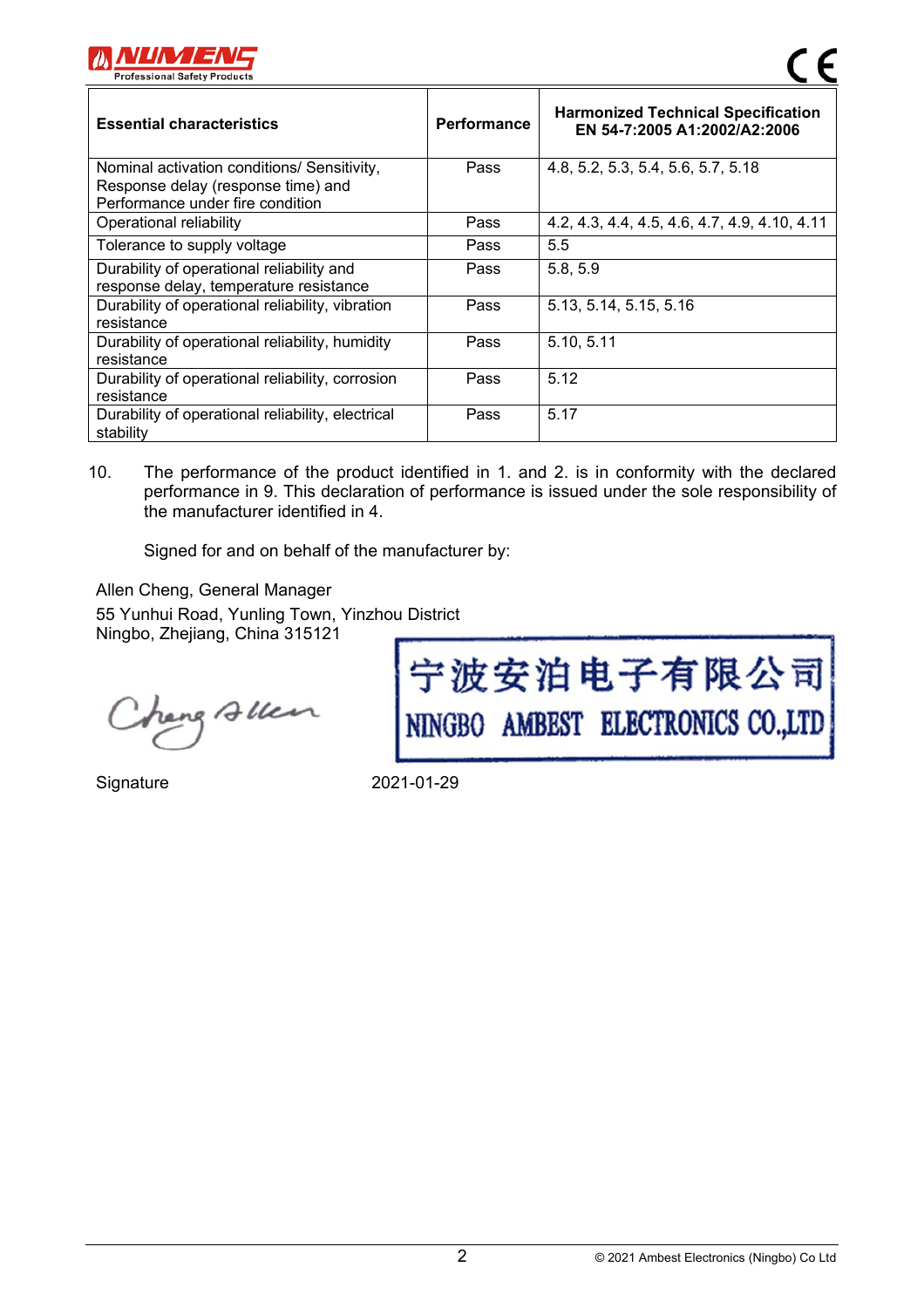| Essential characteristics | Performance | Harmonized Technical Specification EN 54-7:2005 A1:2002/A2:2006 |
|---|---|---|
| Nominal activation conditions/ Sensitivity, Response delay (response time) and Performance under fire condition | Pass | 4.8, 5.2, 5.3, 5.4, 5.6, 5.7, 5.18 |
| Operational reliability | Pass | 4.2, 4.3, 4.4, 4.5, 4.6, 4.7, 4.9, 4.10, 4.11 |
| Tolerance to supply voltage | Pass | 5.5 |
| Durability of operational reliability and response delay, temperature resistance | Pass | 5.8, 5.9 |
| Durability of operational reliability, vibration resistance | Pass | 5.13, 5.14, 5.15, 5.16 |
| Durability of operational reliability, humidity resistance | Pass | 5.10, 5.11 |
| Durability of operational reliability, corrosion resistance | Pass | 5.12 |
| Durability of operational reliability, electrical stability | Pass | 5.17 |

10. The performance of the product identified in 1. and 2. is in conformity with the declared performance in 9. This declaration of performance is issued under the sole responsibility of the manufacturer identified in 4.

    Signed for and on behalf of the manufacturer by:

Allen Cheng, General Manager
55 Yunhui Road, Yunling Town, Yinzhou District
Ningbo, Zhejiang, China 315121

宁波安泊电子有限公司
NINGBO AMBEST ELECTRONICS CO.,LTD

Signature 2021-01-29

© 2021 Ambest Electronics (Ningbo) Co Ltd